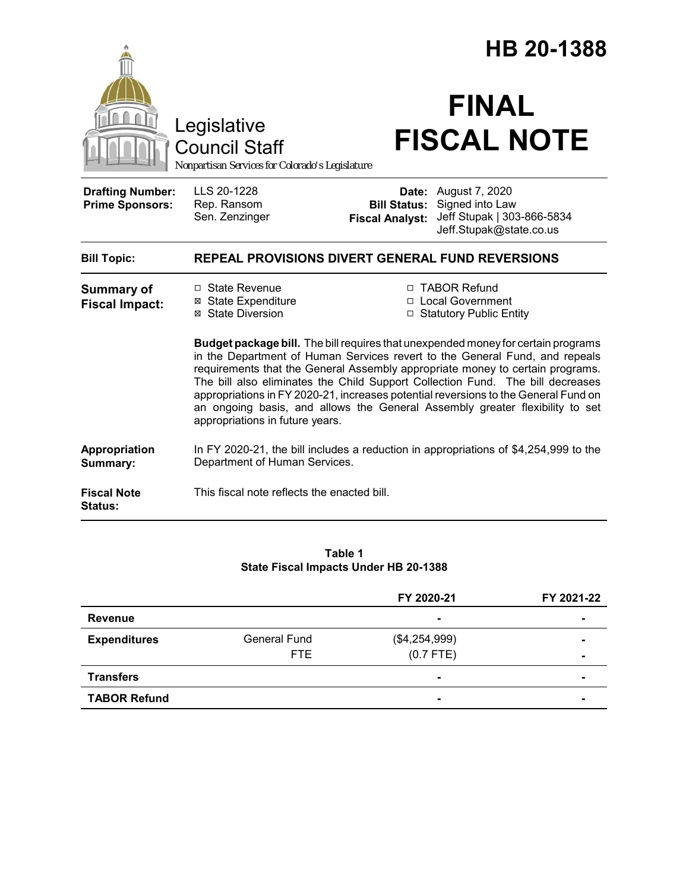# HB 20-1388

Legislative Council Staff

*Nonpartisan Services for Colorado's Legislature*

# FINAL FISCAL NOTE

| | | | |
|---|---|---|---|
| **Drafting Number:** | LLS 20-1228 | **Date:** | August 7, 2020 |
| **Prime Sponsors:** | Rep. Ransom<br>Sen. Zenzinger | **Bill Status:** | Signed into Law |
| | | **Fiscal Analyst:** | Jeff Stupak \| 303-866-5834<br>Jeff.Stupak@state.co.us |

**Bill Topic:** **REPEAL PROVISIONS DIVERT GENERAL FUND REVERSIONS**

**Summary of Fiscal Impact:**

- ☐ State Revenue
- ☒ State Expenditure
- ☒ State Diversion
- ☐ TABOR Refund
- ☐ Local Government
- ☐ Statutory Public Entity

**Budget package bill.** The bill requires that unexpended money for certain programs in the Department of Human Services revert to the General Fund, and repeals requirements that the General Assembly appropriate money to certain programs. The bill also eliminates the Child Support Collection Fund. The bill decreases appropriations in FY 2020-21, increases potential reversions to the General Fund on an ongoing basis, and allows the General Assembly greater flexibility to set appropriations in future years.

**Appropriation Summary:** In FY 2020-21, the bill includes a reduction in appropriations of $4,254,999 to the Department of Human Services.

**Fiscal Note Status:** This fiscal note reflects the enacted bill.

**Table 1**
**State Fiscal Impacts Under HB 20-1388**

| | | FY 2020-21 | FY 2021-22 |
|---|---|---|---|
| **Revenue** | | - | - |
| **Expenditures** | General Fund | ($4,254,999) | - |
| | FTE | (0.7 FTE) | - |
| **Transfers** | | - | - |
| **TABOR Refund** | | - | - |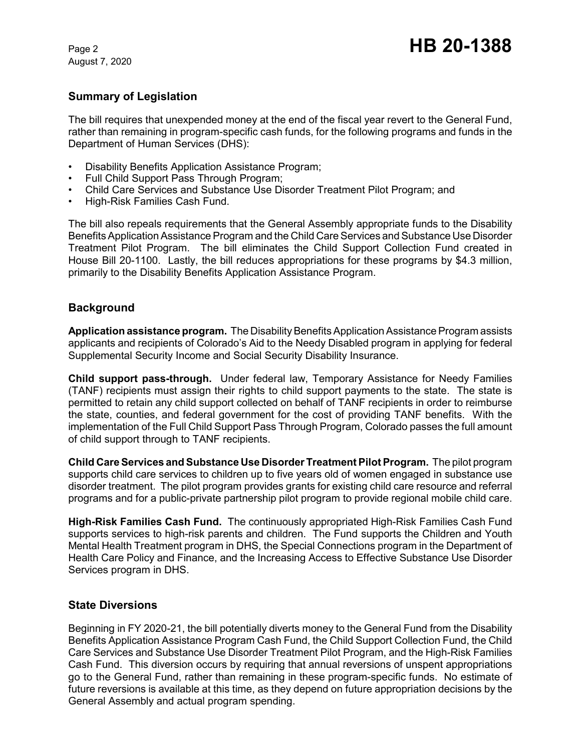## Summary of Legislation

The bill requires that unexpended money at the end of the fiscal year revert to the General Fund, rather than remaining in program-specific cash funds, for the following programs and funds in the Department of Human Services (DHS):

- Disability Benefits Application Assistance Program;
- Full Child Support Pass Through Program;
- Child Care Services and Substance Use Disorder Treatment Pilot Program; and
- High-Risk Families Cash Fund.

The bill also repeals requirements that the General Assembly appropriate funds to the Disability Benefits Application Assistance Program and the Child Care Services and Substance Use Disorder Treatment Pilot Program. The bill eliminates the Child Support Collection Fund created in House Bill 20-1100. Lastly, the bill reduces appropriations for these programs by $4.3 million, primarily to the Disability Benefits Application Assistance Program.

## Background

**Application assistance program.** The Disability Benefits Application Assistance Program assists applicants and recipients of Colorado's Aid to the Needy Disabled program in applying for federal Supplemental Security Income and Social Security Disability Insurance.

**Child support pass-through.** Under federal law, Temporary Assistance for Needy Families (TANF) recipients must assign their rights to child support payments to the state. The state is permitted to retain any child support collected on behalf of TANF recipients in order to reimburse the state, counties, and federal government for the cost of providing TANF benefits. With the implementation of the Full Child Support Pass Through Program, Colorado passes the full amount of child support through to TANF recipients.

**Child Care Services and Substance Use Disorder Treatment Pilot Program.** The pilot program supports child care services to children up to five years old of women engaged in substance use disorder treatment. The pilot program provides grants for existing child care resource and referral programs and for a public-private partnership pilot program to provide regional mobile child care.

**High-Risk Families Cash Fund.** The continuously appropriated High-Risk Families Cash Fund supports services to high-risk parents and children. The Fund supports the Children and Youth Mental Health Treatment program in DHS, the Special Connections program in the Department of Health Care Policy and Finance, and the Increasing Access to Effective Substance Use Disorder Services program in DHS.

## State Diversions

Beginning in FY 2020-21, the bill potentially diverts money to the General Fund from the Disability Benefits Application Assistance Program Cash Fund, the Child Support Collection Fund, the Child Care Services and Substance Use Disorder Treatment Pilot Program, and the High-Risk Families Cash Fund. This diversion occurs by requiring that annual reversions of unspent appropriations go to the General Fund, rather than remaining in these program-specific funds. No estimate of future reversions is available at this time, as they depend on future appropriation decisions by the General Assembly and actual program spending.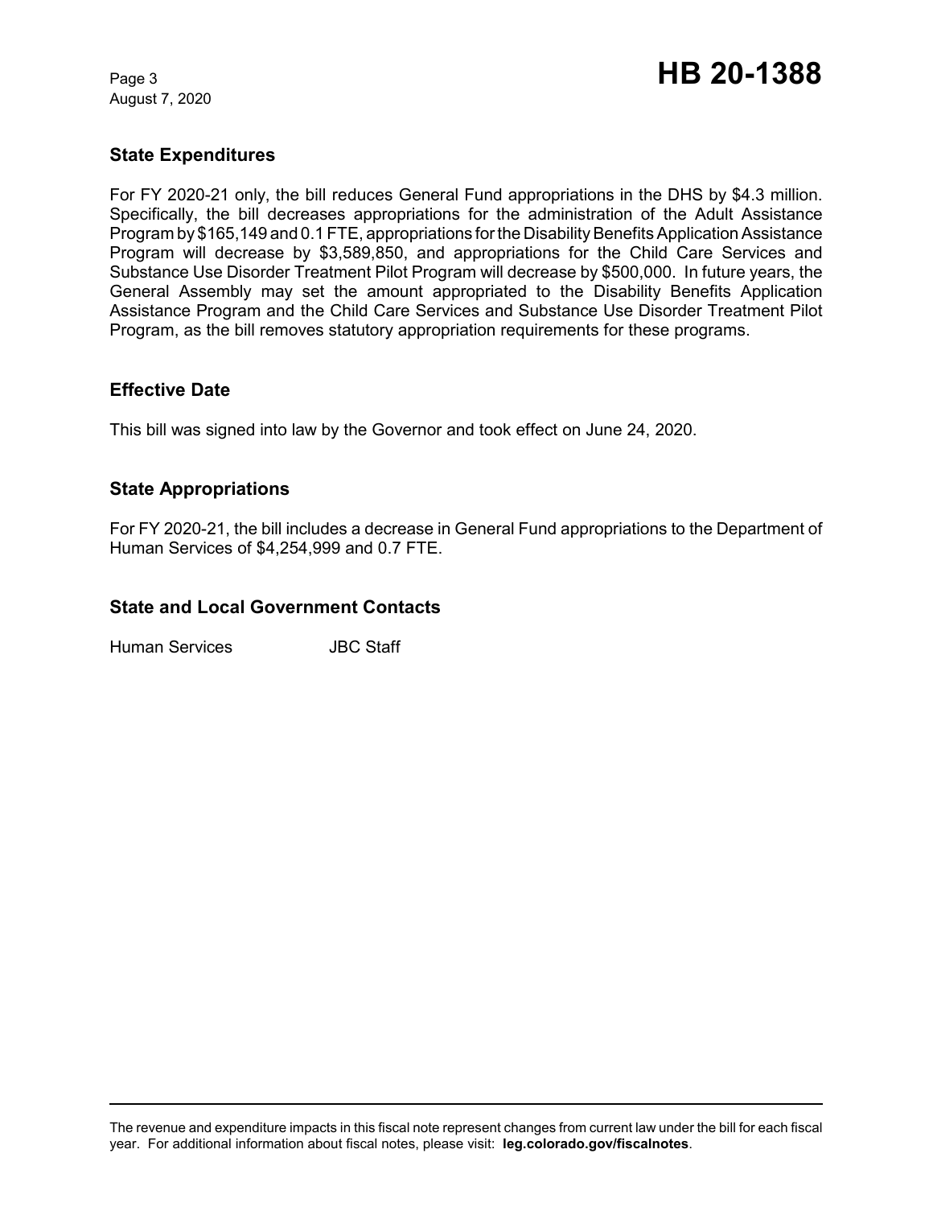## State Expenditures

For FY 2020-21 only, the bill reduces General Fund appropriations in the DHS by $4.3 million. Specifically, the bill decreases appropriations for the administration of the Adult Assistance Program by $165,149 and 0.1 FTE, appropriations for the Disability Benefits Application Assistance Program will decrease by $3,589,850, and appropriations for the Child Care Services and Substance Use Disorder Treatment Pilot Program will decrease by $500,000. In future years, the General Assembly may set the amount appropriated to the Disability Benefits Application Assistance Program and the Child Care Services and Substance Use Disorder Treatment Pilot Program, as the bill removes statutory appropriation requirements for these programs.

## Effective Date

This bill was signed into law by the Governor and took effect on June 24, 2020.

## State Appropriations

For FY 2020-21, the bill includes a decrease in General Fund appropriations to the Department of Human Services of $4,254,999 and 0.7 FTE.

## State and Local Government Contacts

Human Services JBC Staff

The revenue and expenditure impacts in this fiscal note represent changes from current law under the bill for each fiscal year. For additional information about fiscal notes, please visit: **leg.colorado.gov/fiscalnotes**.